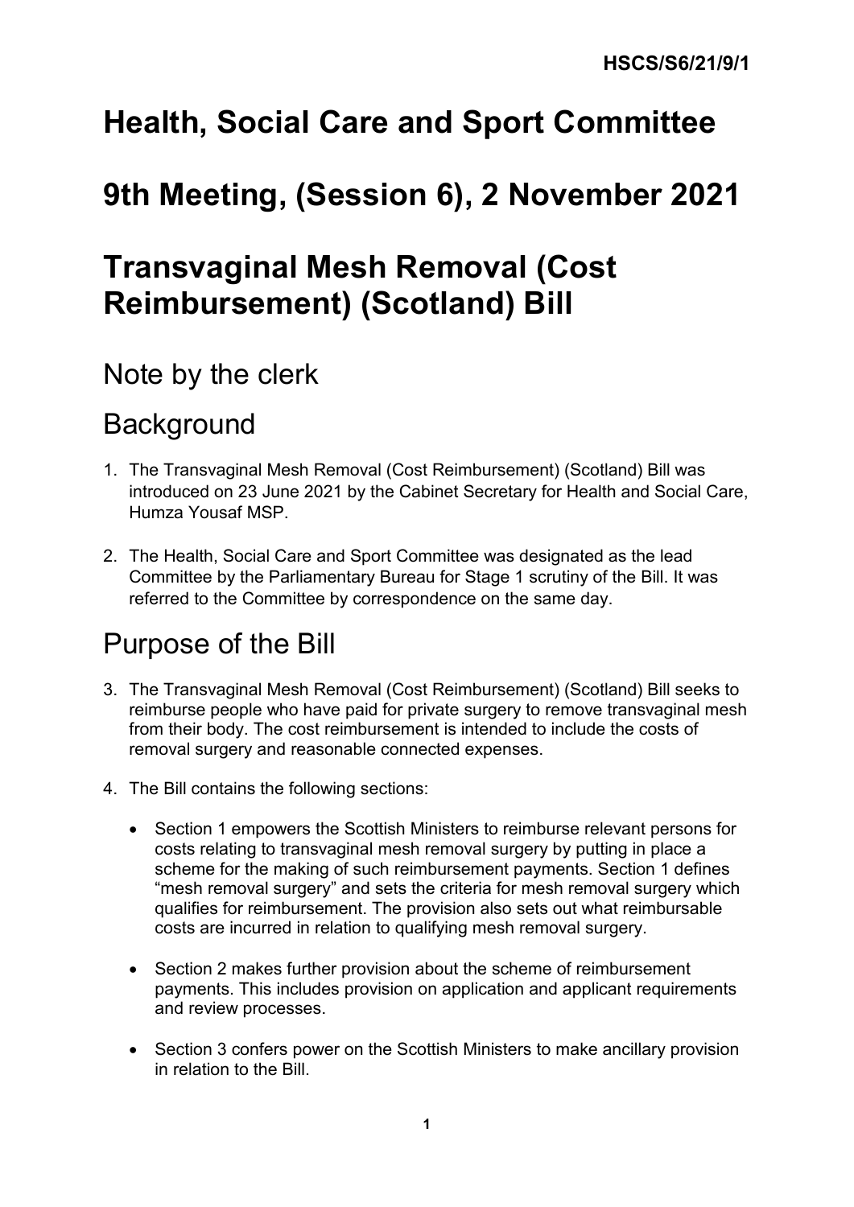HSCS/S6/21/9/1

# Health, Social Care and Sport Committee

# 9th Meeting, (Session 6), 2 November 2021

# Transvaginal Mesh Removal (Cost Reimbursement) (Scotland) Bill

## Note by the clerk

## Background

1. The Transvaginal Mesh Removal (Cost Reimbursement) (Scotland) Bill was introduced on 23 June 2021 by the Cabinet Secretary for Health and Social Care, Humza Yousaf MSP.

2. The Health, Social Care and Sport Committee was designated as the lead Committee by the Parliamentary Bureau for Stage 1 scrutiny of the Bill. It was referred to the Committee by correspondence on the same day.

## Purpose of the Bill

3. The Transvaginal Mesh Removal (Cost Reimbursement) (Scotland) Bill seeks to reimburse people who have paid for private surgery to remove transvaginal mesh from their body. The cost reimbursement is intended to include the costs of removal surgery and reasonable connected expenses.

4. The Bill contains the following sections:

   - Section 1 empowers the Scottish Ministers to reimburse relevant persons for costs relating to transvaginal mesh removal surgery by putting in place a scheme for the making of such reimbursement payments. Section 1 defines "mesh removal surgery" and sets the criteria for mesh removal surgery which qualifies for reimbursement. The provision also sets out what reimbursable costs are incurred in relation to qualifying mesh removal surgery.

   - Section 2 makes further provision about the scheme of reimbursement payments. This includes provision on application and applicant requirements and review processes.

   - Section 3 confers power on the Scottish Ministers to make ancillary provision in relation to the Bill.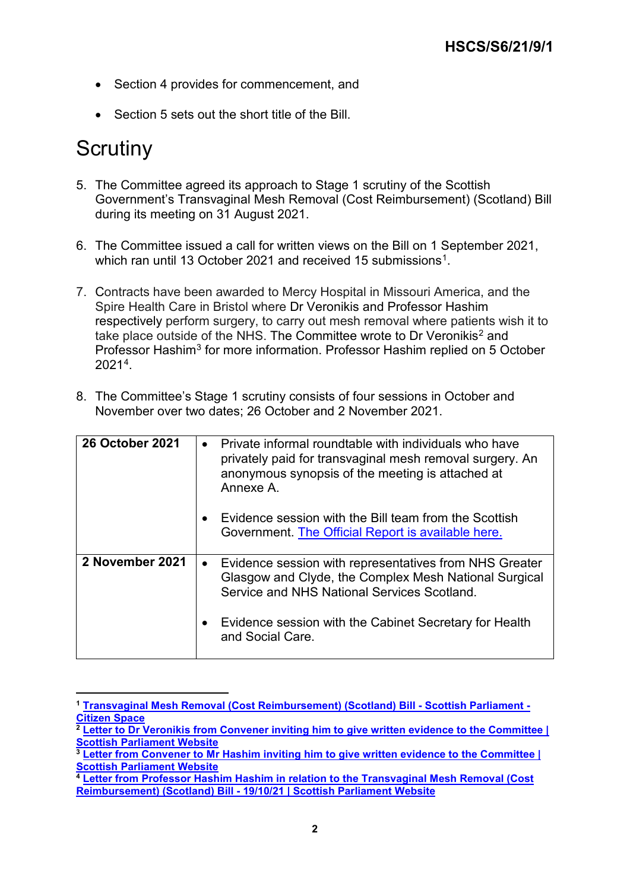- Section 4 provides for commencement, and
- Section 5 sets out the short title of the Bill.

# Scrutiny

5. The Committee agreed its approach to Stage 1 scrutiny of the Scottish Government's Transvaginal Mesh Removal (Cost Reimbursement) (Scotland) Bill during its meeting on 31 August 2021.

6. The Committee issued a call for written views on the Bill on 1 September 2021, which ran until 13 October 2021 and received 15 submissions[1].

7. Contracts have been awarded to Mercy Hospital in Missouri America, and the Spire Health Care in Bristol where Dr Veronikis and Professor Hashim respectively perform surgery, to carry out mesh removal where patients wish it to take place outside of the NHS. The Committee wrote to Dr Veronikis[2] and Professor Hashim[3] for more information. Professor Hashim replied on 5 October 2021[4].

8. The Committee's Stage 1 scrutiny consists of four sessions in October and November over two dates; 26 October and 2 November 2021.

| | |
|---|---|
| **26 October 2021** | • Private informal roundtable with individuals who have privately paid for transvaginal mesh removal surgery. An anonymous synopsis of the meeting is attached at Annexe A.<br><br>• Evidence session with the Bill team from the Scottish Government. [The Official Report is available here.] |
| **2 November 2021** | • Evidence session with representatives from NHS Greater Glasgow and Clyde, the Complex Mesh National Surgical Service and NHS National Services Scotland.<br><br>• Evidence session with the Cabinet Secretary for Health and Social Care. |

---

[1] **Transvaginal Mesh Removal (Cost Reimbursement) (Scotland) Bill - Scottish Parliament - Citizen Space**

[2] **Letter to Dr Veronikis from Convener inviting him to give written evidence to the Committee | Scottish Parliament Website**

[3] **Letter from Convener to Mr Hashim inviting him to give written evidence to the Committee | Scottish Parliament Website**

[4] **Letter from Professor Hashim Hashim in relation to the Transvaginal Mesh Removal (Cost Reimbursement) (Scotland) Bill - 19/10/21 | Scottish Parliament Website**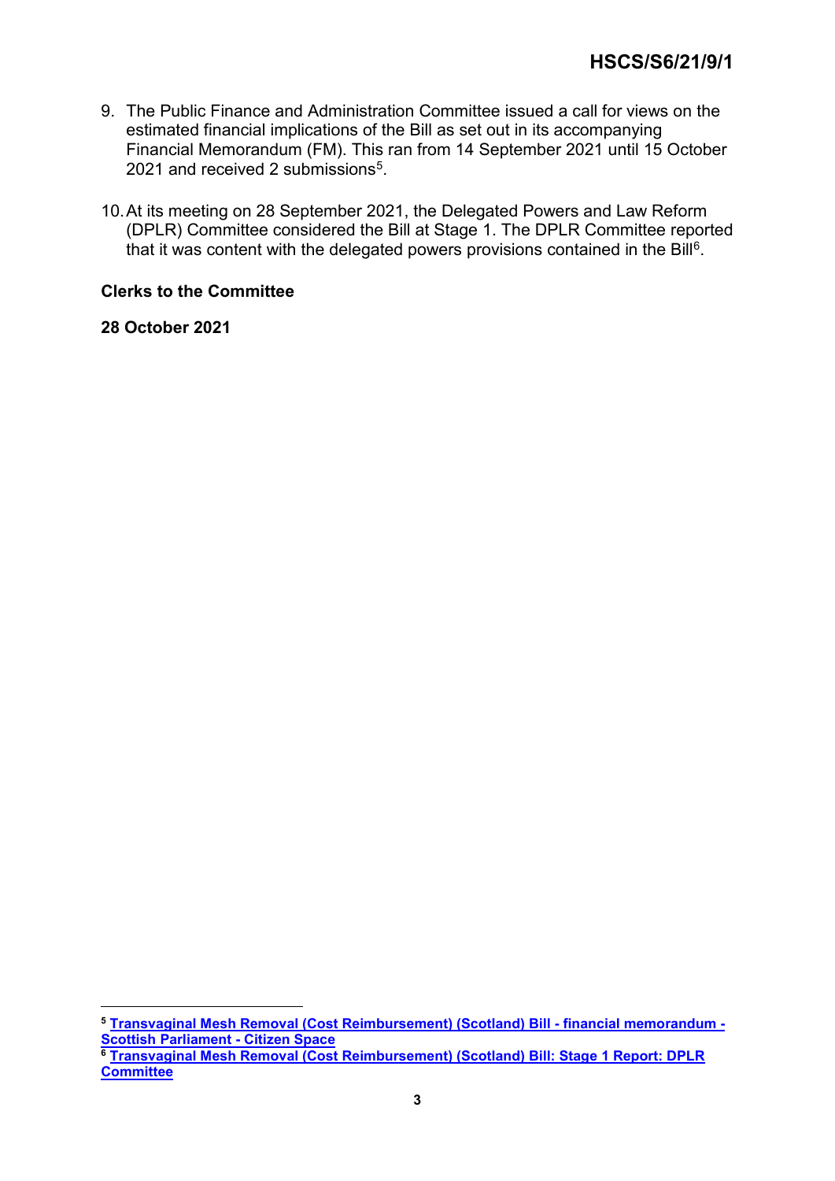9. The Public Finance and Administration Committee issued a call for views on the estimated financial implications of the Bill as set out in its accompanying Financial Memorandum (FM). This ran from 14 September 2021 until 15 October 2021 and received 2 submissions[5].

10. At its meeting on 28 September 2021, the Delegated Powers and Law Reform (DPLR) Committee considered the Bill at Stage 1. The DPLR Committee reported that it was content with the delegated powers provisions contained in the Bill[6].

**Clerks to the Committee**

**28 October 2021**

---

[5] **Transvaginal Mesh Removal (Cost Reimbursement) (Scotland) Bill - financial memorandum - Scottish Parliament - Citizen Space**

[6] **Transvaginal Mesh Removal (Cost Reimbursement) (Scotland) Bill: Stage 1 Report: DPLR Committee**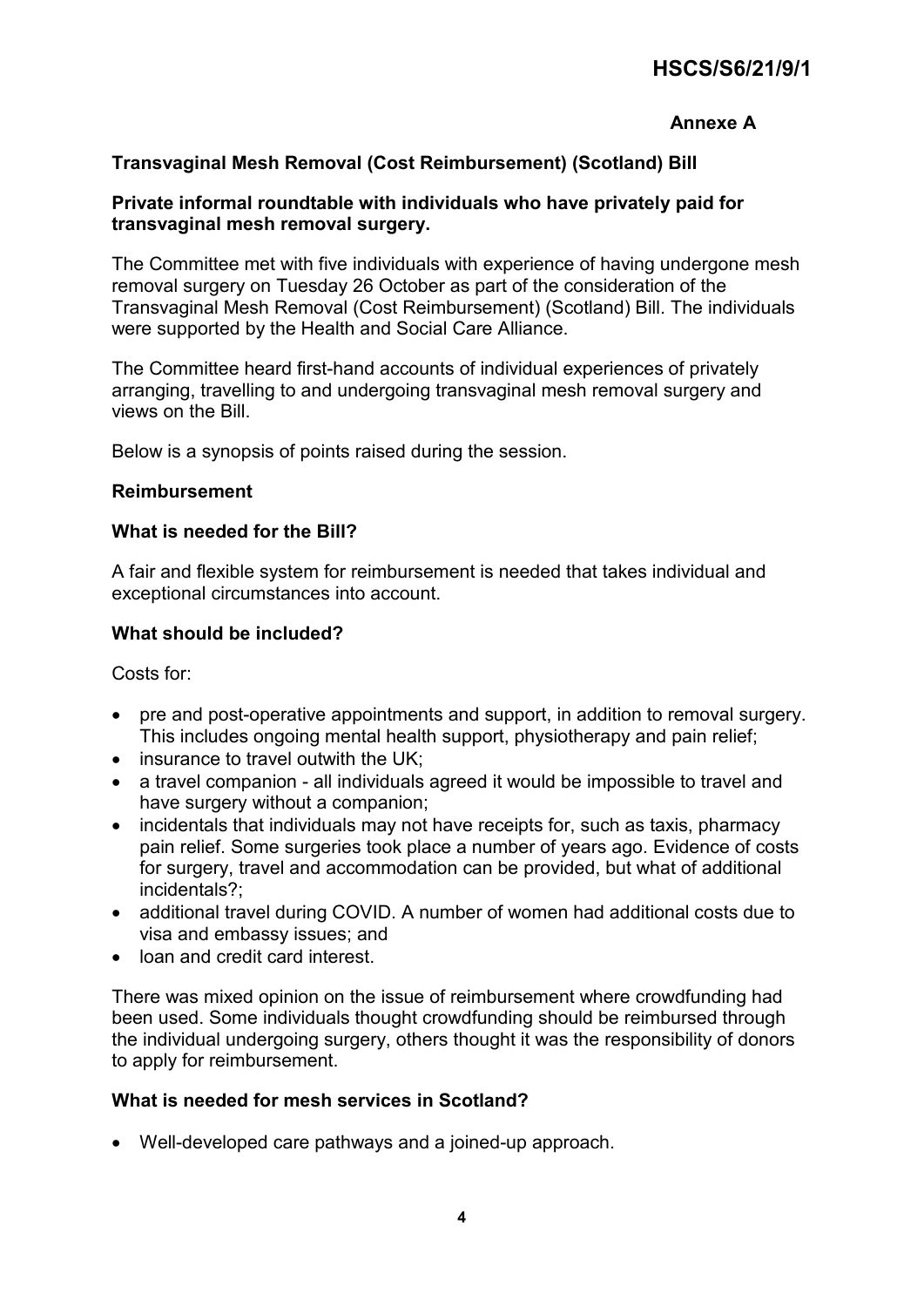**Annexe A**

## Transvaginal Mesh Removal (Cost Reimbursement) (Scotland) Bill

### Private informal roundtable with individuals who have privately paid for transvaginal mesh removal surgery.

The Committee met with five individuals with experience of having undergone mesh removal surgery on Tuesday 26 October as part of the consideration of the Transvaginal Mesh Removal (Cost Reimbursement) (Scotland) Bill. The individuals were supported by the Health and Social Care Alliance.

The Committee heard first-hand accounts of individual experiences of privately arranging, travelling to and undergoing transvaginal mesh removal surgery and views on the Bill.

Below is a synopsis of points raised during the session.

### Reimbursement

### What is needed for the Bill?

A fair and flexible system for reimbursement is needed that takes individual and exceptional circumstances into account.

### What should be included?

Costs for:

- pre and post-operative appointments and support, in addition to removal surgery. This includes ongoing mental health support, physiotherapy and pain relief;
- insurance to travel outwith the UK;
- a travel companion - all individuals agreed it would be impossible to travel and have surgery without a companion;
- incidentals that individuals may not have receipts for, such as taxis, pharmacy pain relief. Some surgeries took place a number of years ago. Evidence of costs for surgery, travel and accommodation can be provided, but what of additional incidentals?;
- additional travel during COVID. A number of women had additional costs due to visa and embassy issues; and
- loan and credit card interest.

There was mixed opinion on the issue of reimbursement where crowdfunding had been used. Some individuals thought crowdfunding should be reimbursed through the individual undergoing surgery, others thought it was the responsibility of donors to apply for reimbursement.

### What is needed for mesh services in Scotland?

- Well-developed care pathways and a joined-up approach.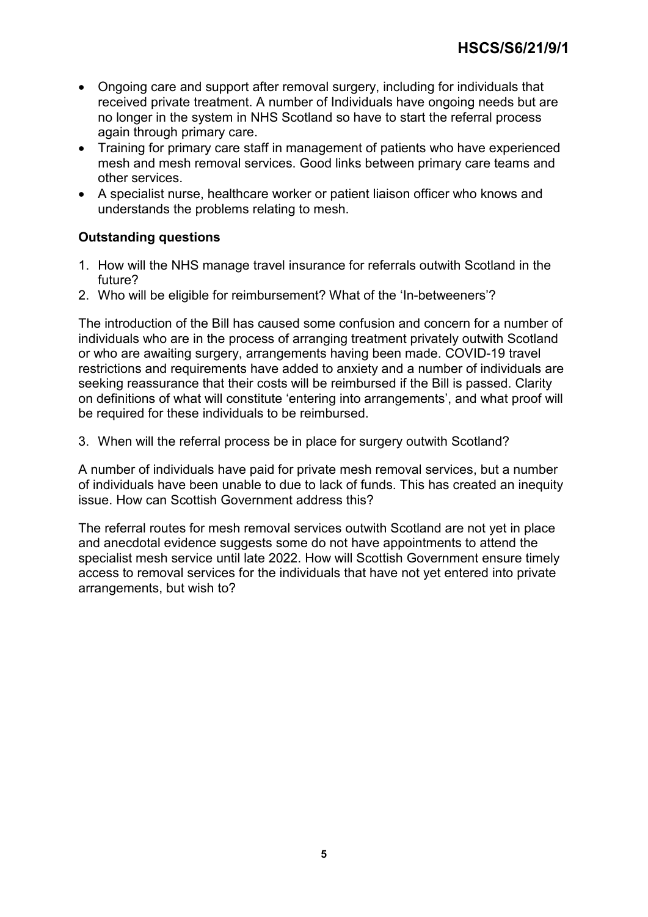- Ongoing care and support after removal surgery, including for individuals that received private treatment. A number of Individuals have ongoing needs but are no longer in the system in NHS Scotland so have to start the referral process again through primary care.
- Training for primary care staff in management of patients who have experienced mesh and mesh removal services. Good links between primary care teams and other services.
- A specialist nurse, healthcare worker or patient liaison officer who knows and understands the problems relating to mesh.

**Outstanding questions**

1. How will the NHS manage travel insurance for referrals outwith Scotland in the future?
2. Who will be eligible for reimbursement? What of the 'In-betweeners'?

The introduction of the Bill has caused some confusion and concern for a number of individuals who are in the process of arranging treatment privately outwith Scotland or who are awaiting surgery, arrangements having been made. COVID-19 travel restrictions and requirements have added to anxiety and a number of individuals are seeking reassurance that their costs will be reimbursed if the Bill is passed. Clarity on definitions of what will constitute 'entering into arrangements', and what proof will be required for these individuals to be reimbursed.

3. When will the referral process be in place for surgery outwith Scotland?

A number of individuals have paid for private mesh removal services, but a number of individuals have been unable to due to lack of funds. This has created an inequity issue. How can Scottish Government address this?

The referral routes for mesh removal services outwith Scotland are not yet in place and anecdotal evidence suggests some do not have appointments to attend the specialist mesh service until late 2022. How will Scottish Government ensure timely access to removal services for the individuals that have not yet entered into private arrangements, but wish to?